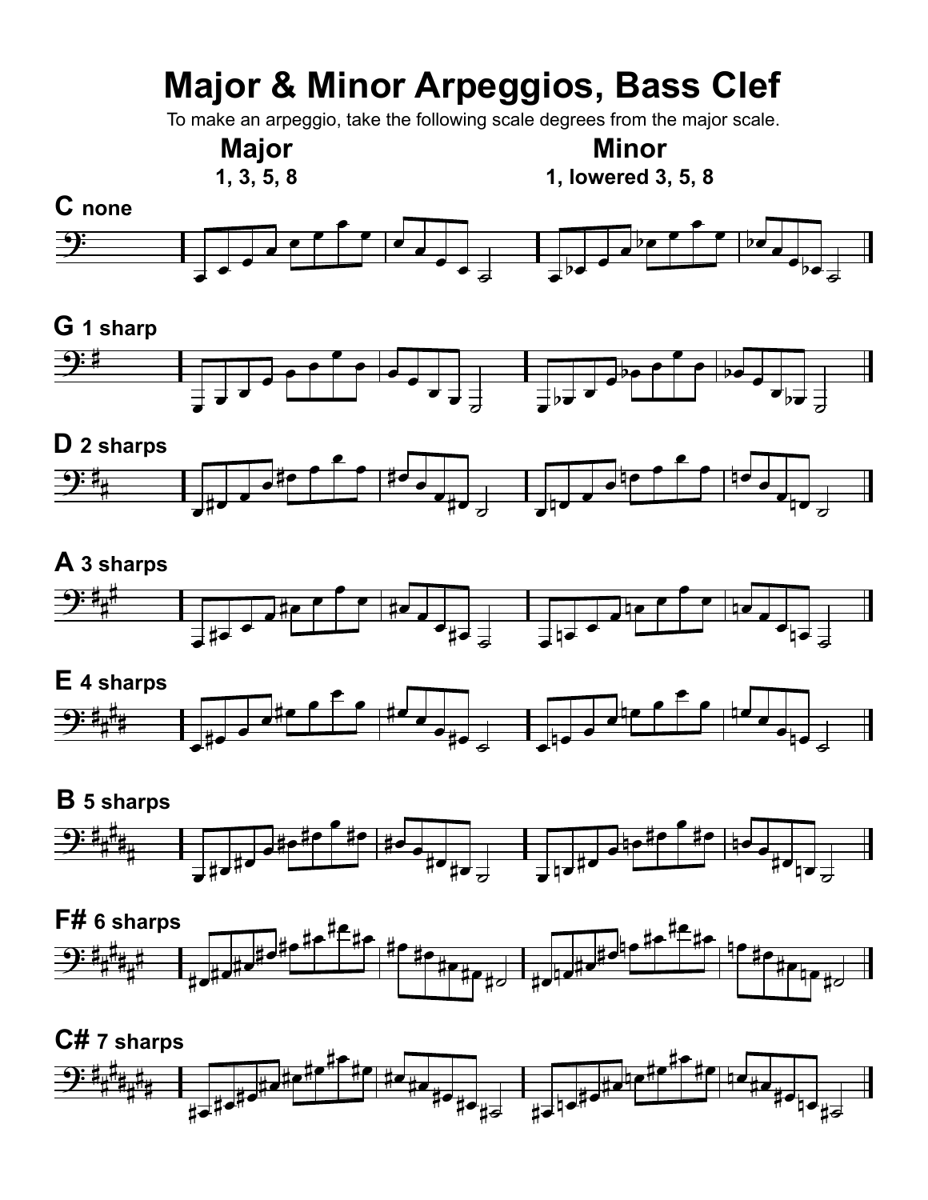# Major & Minor Arpeggios, Bass Clef

To make an arpeggio, take the following scale degrees from the major scale.

**Major**
**1, 3, 5, 8**

**Minor**
**1, lowered 3, 5, 8**

**C none**

**G 1 sharp**

**D 2 sharps**

**A 3 sharps**

**E 4 sharps**

**B 5 sharps**

**F# 6 sharps**

**C# 7 sharps**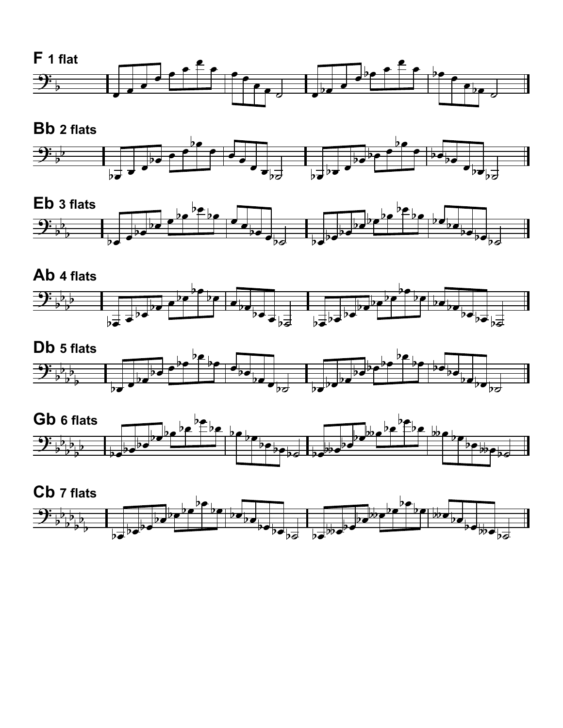F 1 flat

Bb 2 flats

Eb 3 flats

Ab 4 flats

Db 5 flats

Gb 6 flats

Cb 7 flats